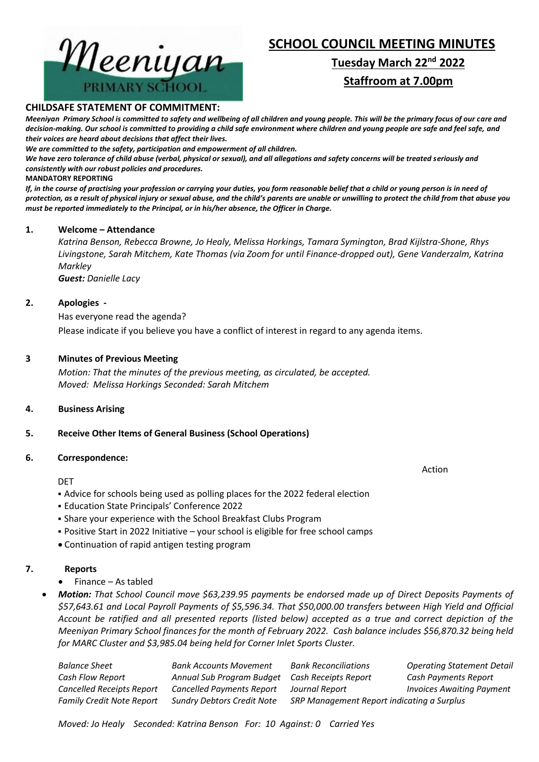Meeniyan PRIMARY SCHOOL

# SCHOOL COUNCIL MEETING MINUTES

## Tuesday March 22nd 2022

## Staffroom at 7.00pm

**CHILDSAFE STATEMENT OF COMMITMENT:**

***Meeniyan Primary School is committed to safety and wellbeing of all children and young people. This will be the primary focus of our care and decision-making. Our school is committed to providing a child safe environment where children and young people are safe and feel safe, and their voices are heard about decisions that affect their lives.***

***We are committed to the safety, participation and empowerment of all children.***

***We have zero tolerance of child abuse (verbal, physical or sexual), and all allegations and safety concerns will be treated seriously and consistently with our robust policies and procedures.***

**MANDATORY REPORTING**

***If, in the course of practising your profession or carrying your duties, you form reasonable belief that a child or young person is in need of protection, as a result of physical injury or sexual abuse, and the child's parents are unable or unwilling to protect the child from that abuse you must be reported immediately to the Principal, or in his/her absence, the Officer in Charge.***

**1. Welcome – Attendance**

*Katrina Benson, Rebecca Browne, Jo Healy, Melissa Horkings, Tamara Symington, Brad Kijlstra-Shone, Rhys Livingstone, Sarah Mitchem, Kate Thomas (via Zoom for until Finance-dropped out), Gene Vanderzalm, Katrina Markley*

***Guest:** Danielle Lacy*

**2. Apologies -**

Has everyone read the agenda?

Please indicate if you believe you have a conflict of interest in regard to any agenda items.

**3 Minutes of Previous Meeting**

*Motion: That the minutes of the previous meeting, as circulated, be accepted.*
*Moved: Melissa Horkings Seconded: Sarah Mitchem*

**4. Business Arising**

**5. Receive Other Items of General Business (School Operations)**

**6. Correspondence:**

Action

DET

- Advice for schools being used as polling places for the 2022 federal election
- Education State Principals' Conference 2022
- Share your experience with the School Breakfast Clubs Program
- Positive Start in 2022 Initiative – your school is eligible for free school camps
- Continuation of rapid antigen testing program

**7. Reports**

- Finance – As tabled
- ***Motion:*** *That School Council move $63,239.95 payments be endorsed made up of Direct Deposits Payments of $57,643.61 and Local Payroll Payments of $5,596.34. That $50,000.00 transfers between High Yield and Official Account be ratified and all presented reports (listed below) accepted as a true and correct depiction of the Meeniyan Primary School finances for the month of February 2022. Cash balance includes $56,870.32 being held for MARC Cluster and $3,985.04 being held for Corner Inlet Sports Cluster.*

| | | | |
|---|---|---|---|
| *Balance Sheet* | *Bank Accounts Movement* | *Bank Reconciliations* | *Operating Statement Detail* |
| *Cash Flow Report* | *Annual Sub Program Budget* | *Cash Receipts Report* | *Cash Payments Report* |
| *Cancelled Receipts Report* | *Cancelled Payments Report* | *Journal Report* | *Invoices Awaiting Payment* |
| *Family Credit Note Report* | *Sundry Debtors Credit Note* | *SRP Management Report indicating a Surplus* | |

*Moved: Jo Healy Seconded: Katrina Benson For: 10 Against: 0 Carried Yes*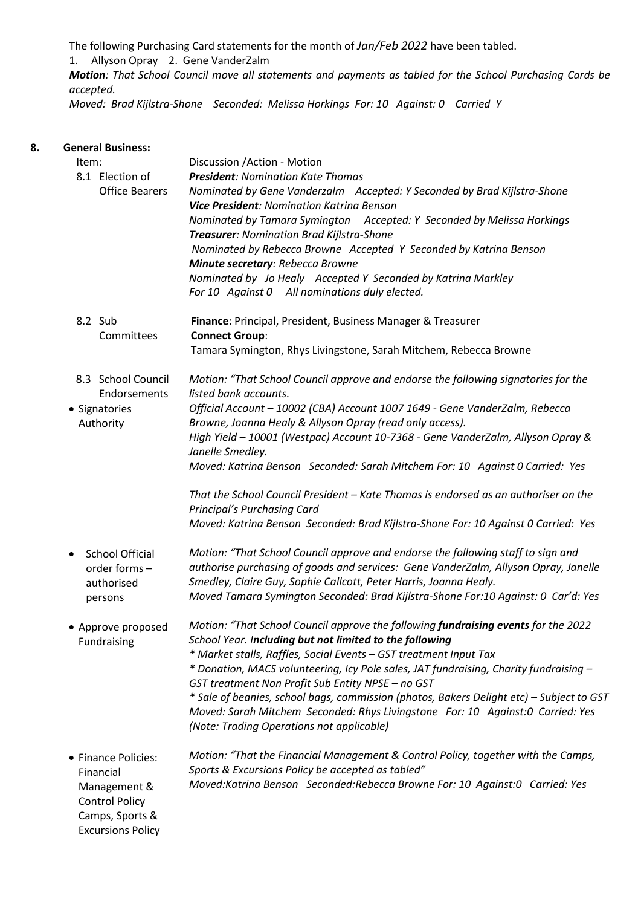The following Purchasing Card statements for the month of *Jan/Feb 2022* have been tabled.

1. Allyson Opray 2. Gene VanderZalm

***Motion**: That School Council move all statements and payments as tabled for the School Purchasing Cards be accepted.*

*Moved: Brad Kijlstra-Shone Seconded: Melissa Horkings For: 10 Against: 0 Carried Y*

## 8. General Business:

| Item: | Discussion /Action - Motion |
|---|---|
| 8.1 Election of Office Bearers | ***President**: Nomination Kate Thomas*<br>*Nominated by Gene Vanderzalm Accepted: Y Seconded by Brad Kijlstra-Shone*<br>***Vice President**: Nomination Katrina Benson*<br>*Nominated by Tamara Symington Accepted: Y Seconded by Melissa Horkings*<br>***Treasurer**: Nomination Brad Kijlstra-Shone*<br>*Nominated by Rebecca Browne Accepted Y Seconded by Katrina Benson*<br>***Minute secretary**: Rebecca Browne*<br>*Nominated by Jo Healy Accepted Y Seconded by Katrina Markley*<br>*For 10 Against 0 All nominations duly elected.* |
| 8.2 Sub Committees | **Finance**: Principal, President, Business Manager & Treasurer<br>**Connect Group**:<br>Tamara Symington, Rhys Livingstone, Sarah Mitchem, Rebecca Browne |
| 8.3 School Council Endorsements<br>• Signatories Authority | *Motion: "That School Council approve and endorse the following signatories for the listed bank accounts.*<br>*Official Account – 10002 (CBA) Account 1007 1649 - Gene VanderZalm, Rebecca Browne, Joanna Healy & Allyson Opray (read only access).*<br>*High Yield – 10001 (Westpac) Account 10-7368 - Gene VanderZalm, Allyson Opray & Janelle Smedley.*<br>*Moved: Katrina Benson Seconded: Sarah Mitchem For: 10 Against 0 Carried: Yes*<br><br>*That the School Council President – Kate Thomas is endorsed as an authoriser on the Principal's Purchasing Card*<br>*Moved: Katrina Benson Seconded: Brad Kijlstra-Shone For: 10 Against 0 Carried: Yes* |
| • School Official order forms – authorised persons | *Motion: "That School Council approve and endorse the following staff to sign and authorise purchasing of goods and services: Gene VanderZalm, Allyson Opray, Janelle Smedley, Claire Guy, Sophie Callcott, Peter Harris, Joanna Healy.*<br>*Moved Tamara Symington Seconded: Brad Kijlstra-Shone For:10 Against: 0 Car'd: Yes* |
| • Approve proposed Fundraising | *Motion: "That School Council approve the following **fundraising events** for the 2022 School Year. **Including but not limited to the following***<br>** Market stalls, Raffles, Social Events – GST treatment Input Tax*<br>** Donation, MACS volunteering, Icy Pole sales, JAT fundraising, Charity fundraising – GST treatment Non Profit Sub Entity NPSE – no GST*<br>** Sale of beanies, school bags, commission (photos, Bakers Delight etc) – Subject to GST*<br>*Moved: Sarah Mitchem Seconded: Rhys Livingstone For: 10 Against:0 Carried: Yes*<br>*(Note: Trading Operations not applicable)* |
| • Finance Policies: Financial Management & Control Policy Camps, Sports & Excursions Policy | *Motion: "That the Financial Management & Control Policy, together with the Camps, Sports & Excursions Policy be accepted as tabled"*<br>*Moved:Katrina Benson Seconded:Rebecca Browne For: 10 Against:0 Carried: Yes* |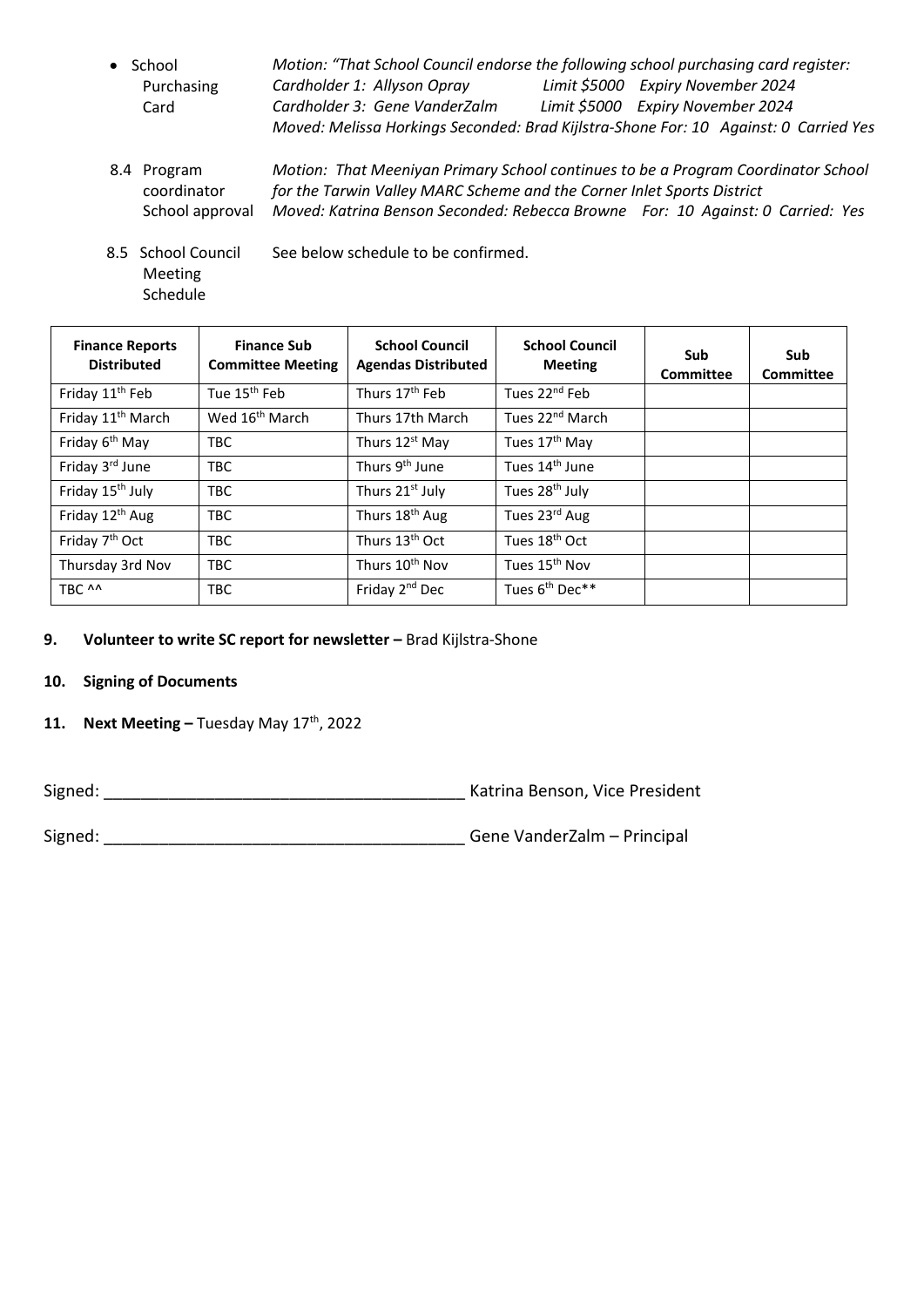- School Purchasing Card — *Motion: "That School Council endorse the following school purchasing card register:*
  *Cardholder 1: Allyson Opray Limit $5000 Expiry November 2024*
  *Cardholder 3: Gene VanderZalm Limit $5000 Expiry November 2024*
  *Moved: Melissa Horkings Seconded: Brad Kijlstra-Shone For: 10 Against: 0 Carried Yes*

8.4 Program coordinator School approval — *Motion: That Meeniyan Primary School continues to be a Program Coordinator School for the Tarwin Valley MARC Scheme and the Corner Inlet Sports District*
*Moved: Katrina Benson Seconded: Rebecca Browne For: 10 Against: 0 Carried: Yes*

8.5 School Council Meeting Schedule — See below schedule to be confirmed.

| Finance Reports Distributed | Finance Sub Committee Meeting | School Council Agendas Distributed | School Council Meeting | Sub Committee | Sub Committee |
|---|---|---|---|---|---|
| Friday 11th Feb | Tue 15th Feb | Thurs 17th Feb | Tues 22nd Feb | | |
| Friday 11th March | Wed 16th March | Thurs 17th March | Tues 22nd March | | |
| Friday 6th May | TBC | Thurs 12st May | Tues 17th May | | |
| Friday 3rd June | TBC | Thurs 9th June | Tues 14th June | | |
| Friday 15th July | TBC | Thurs 21st July | Tues 28th July | | |
| Friday 12th Aug | TBC | Thurs 18th Aug | Tues 23rd Aug | | |
| Friday 7th Oct | TBC | Thurs 13th Oct | Tues 18th Oct | | |
| Thursday 3rd Nov | TBC | Thurs 10th Nov | Tues 15th Nov | | |
| TBC ^^ | TBC | Friday 2nd Dec | Tues 6th Dec** | | |

**9. Volunteer to write SC report for newsletter –** Brad Kijlstra-Shone

**10. Signing of Documents**

**11. Next Meeting –** Tuesday May 17th, 2022

Signed: _______________________________________ Katrina Benson, Vice President

Signed: _______________________________________ Gene VanderZalm – Principal